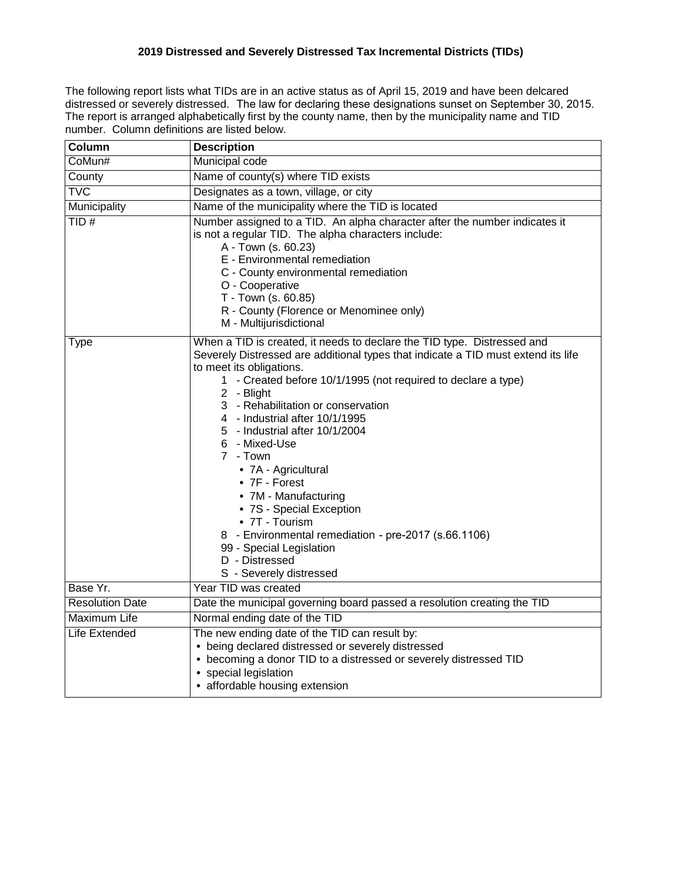# 2019 Distressed and Severely Distressed Tax Incremental Districts (TIDs)

The following report lists what TIDs are in an active status as of April 15, 2019 and have been delcared distressed or severely distressed. The law for declaring these designations sunset on September 30, 2015. The report is arranged alphabetically first by the county name, then by the municipality name and TID number. Column definitions are listed below.

| Column | Description |
|---|---|
| CoMun# | Municipal code |
| County | Name of county(s) where TID exists |
| TVC | Designates as a town, village, or city |
| Municipality | Name of the municipality where the TID is located |
| TID # | Number assigned to a TID. An alpha character after the number indicates it is not a regular TID. The alpha characters include:<br>A - Town (s. 60.23)<br>E - Environmental remediation<br>C - County environmental remediation<br>O - Cooperative<br>T - Town (s. 60.85)<br>R - County (Florence or Menominee only)<br>M - Multijurisdictional |
| Type | When a TID is created, it needs to declare the TID type. Distressed and Severely Distressed are additional types that indicate a TID must extend its life to meet its obligations.<br>1 - Created before 10/1/1995 (not required to declare a type)<br>2 - Blight<br>3 - Rehabilitation or conservation<br>4 - Industrial after 10/1/1995<br>5 - Industrial after 10/1/2004<br>6 - Mixed-Use<br>7 - Town<br>• 7A - Agricultural<br>• 7F - Forest<br>• 7M - Manufacturing<br>• 7S - Special Exception<br>• 7T - Tourism<br>8 - Environmental remediation - pre-2017 (s.66.1106)<br>99 - Special Legislation<br>D - Distressed<br>S - Severely distressed |
| Base Yr. | Year TID was created |
| Resolution Date | Date the municipal governing board passed a resolution creating the TID |
| Maximum Life | Normal ending date of the TID |
| Life Extended | The new ending date of the TID can result by:<br>• being declared distressed or severely distressed<br>• becoming a donor TID to a distressed or severely distressed TID<br>• special legislation<br>• affordable housing extension |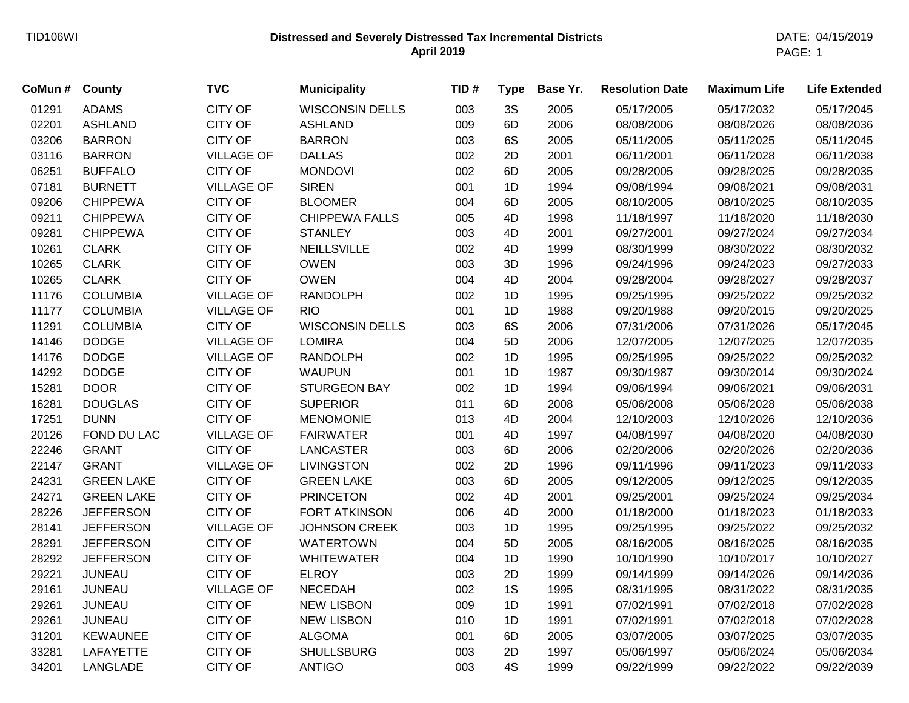TID106WI

# Distressed and Severely Distressed Tax Incremental Districts
## April 2019

DATE: 04/15/2019

| CoMun # | County | TVC | Municipality | TID # | Type | Base Yr. | Resolution Date | Maximum Life | Life Extended |
|---|---|---|---|---|---|---|---|---|---|
| 01291 | ADAMS | CITY OF | WISCONSIN DELLS | 003 | 3S | 2005 | 05/17/2005 | 05/17/2032 | 05/17/2045 |
| 02201 | ASHLAND | CITY OF | ASHLAND | 009 | 6D | 2006 | 08/08/2006 | 08/08/2026 | 08/08/2036 |
| 03206 | BARRON | CITY OF | BARRON | 003 | 6S | 2005 | 05/11/2005 | 05/11/2025 | 05/11/2045 |
| 03116 | BARRON | VILLAGE OF | DALLAS | 002 | 2D | 2001 | 06/11/2001 | 06/11/2028 | 06/11/2038 |
| 06251 | BUFFALO | CITY OF | MONDOVI | 002 | 6D | 2005 | 09/28/2005 | 09/28/2025 | 09/28/2035 |
| 07181 | BURNETT | VILLAGE OF | SIREN | 001 | 1D | 1994 | 09/08/1994 | 09/08/2021 | 09/08/2031 |
| 09206 | CHIPPEWA | CITY OF | BLOOMER | 004 | 6D | 2005 | 08/10/2005 | 08/10/2025 | 08/10/2035 |
| 09211 | CHIPPEWA | CITY OF | CHIPPEWA FALLS | 005 | 4D | 1998 | 11/18/1997 | 11/18/2020 | 11/18/2030 |
| 09281 | CHIPPEWA | CITY OF | STANLEY | 003 | 4D | 2001 | 09/27/2001 | 09/27/2024 | 09/27/2034 |
| 10261 | CLARK | CITY OF | NEILLSVILLE | 002 | 4D | 1999 | 08/30/1999 | 08/30/2022 | 08/30/2032 |
| 10265 | CLARK | CITY OF | OWEN | 003 | 3D | 1996 | 09/24/1996 | 09/24/2023 | 09/27/2033 |
| 10265 | CLARK | CITY OF | OWEN | 004 | 4D | 2004 | 09/28/2004 | 09/28/2027 | 09/28/2037 |
| 11176 | COLUMBIA | VILLAGE OF | RANDOLPH | 002 | 1D | 1995 | 09/25/1995 | 09/25/2022 | 09/25/2032 |
| 11177 | COLUMBIA | VILLAGE OF | RIO | 001 | 1D | 1988 | 09/20/1988 | 09/20/2015 | 09/20/2025 |
| 11291 | COLUMBIA | CITY OF | WISCONSIN DELLS | 003 | 6S | 2006 | 07/31/2006 | 07/31/2026 | 05/17/2045 |
| 14146 | DODGE | VILLAGE OF | LOMIRA | 004 | 5D | 2006 | 12/07/2005 | 12/07/2025 | 12/07/2035 |
| 14176 | DODGE | VILLAGE OF | RANDOLPH | 002 | 1D | 1995 | 09/25/1995 | 09/25/2022 | 09/25/2032 |
| 14292 | DODGE | CITY OF | WAUPUN | 001 | 1D | 1987 | 09/30/1987 | 09/30/2014 | 09/30/2024 |
| 15281 | DOOR | CITY OF | STURGEON BAY | 002 | 1D | 1994 | 09/06/1994 | 09/06/2021 | 09/06/2031 |
| 16281 | DOUGLAS | CITY OF | SUPERIOR | 011 | 6D | 2008 | 05/06/2008 | 05/06/2028 | 05/06/2038 |
| 17251 | DUNN | CITY OF | MENOMONIE | 013 | 4D | 2004 | 12/10/2003 | 12/10/2026 | 12/10/2036 |
| 20126 | FOND DU LAC | VILLAGE OF | FAIRWATER | 001 | 4D | 1997 | 04/08/1997 | 04/08/2020 | 04/08/2030 |
| 22246 | GRANT | CITY OF | LANCASTER | 003 | 6D | 2006 | 02/20/2006 | 02/20/2026 | 02/20/2036 |
| 22147 | GRANT | VILLAGE OF | LIVINGSTON | 002 | 2D | 1996 | 09/11/1996 | 09/11/2023 | 09/11/2033 |
| 24231 | GREEN LAKE | CITY OF | GREEN LAKE | 003 | 6D | 2005 | 09/12/2005 | 09/12/2025 | 09/12/2035 |
| 24271 | GREEN LAKE | CITY OF | PRINCETON | 002 | 4D | 2001 | 09/25/2001 | 09/25/2024 | 09/25/2034 |
| 28226 | JEFFERSON | CITY OF | FORT ATKINSON | 006 | 4D | 2000 | 01/18/2000 | 01/18/2023 | 01/18/2033 |
| 28141 | JEFFERSON | VILLAGE OF | JOHNSON CREEK | 003 | 1D | 1995 | 09/25/1995 | 09/25/2022 | 09/25/2032 |
| 28291 | JEFFERSON | CITY OF | WATERTOWN | 004 | 5D | 2005 | 08/16/2005 | 08/16/2025 | 08/16/2035 |
| 28292 | JEFFERSON | CITY OF | WHITEWATER | 004 | 1D | 1990 | 10/10/1990 | 10/10/2017 | 10/10/2027 |
| 29221 | JUNEAU | CITY OF | ELROY | 003 | 2D | 1999 | 09/14/1999 | 09/14/2026 | 09/14/2036 |
| 29161 | JUNEAU | VILLAGE OF | NECEDAH | 002 | 1S | 1995 | 08/31/1995 | 08/31/2022 | 08/31/2035 |
| 29261 | JUNEAU | CITY OF | NEW LISBON | 009 | 1D | 1991 | 07/02/1991 | 07/02/2018 | 07/02/2028 |
| 29261 | JUNEAU | CITY OF | NEW LISBON | 010 | 1D | 1991 | 07/02/1991 | 07/02/2018 | 07/02/2028 |
| 31201 | KEWAUNEE | CITY OF | ALGOMA | 001 | 6D | 2005 | 03/07/2005 | 03/07/2025 | 03/07/2035 |
| 33281 | LAFAYETTE | CITY OF | SHULLSBURG | 003 | 2D | 1997 | 05/06/1997 | 05/06/2024 | 05/06/2034 |
| 34201 | LANGLADE | CITY OF | ANTIGO | 003 | 4S | 1999 | 09/22/1999 | 09/22/2022 | 09/22/2039 |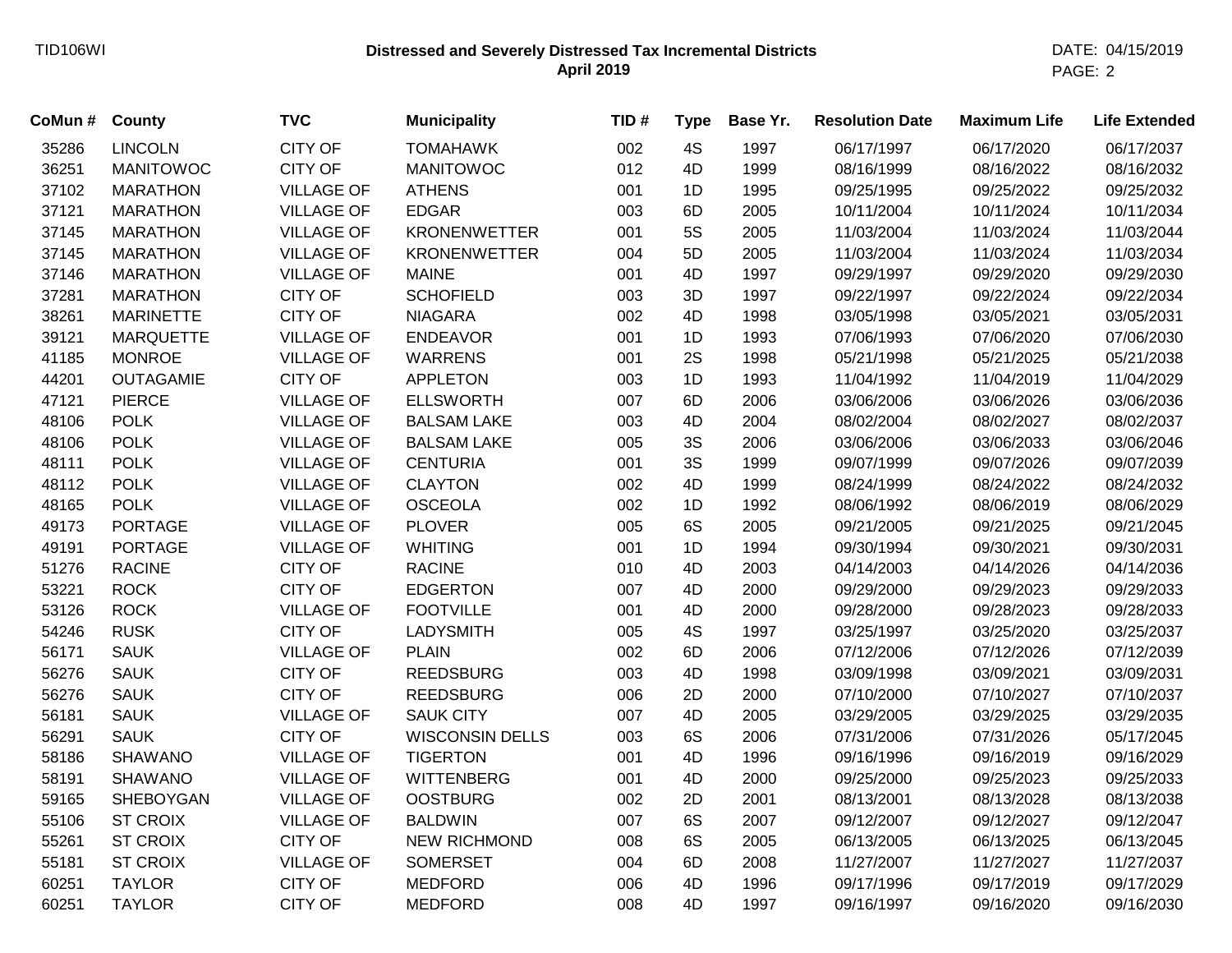TID106WI

**Distressed and Severely Distressed Tax Incremental Districts**
**April 2019**

DATE: 04/15/2019

| CoMun # | County | TVC | Municipality | TID # | Type | Base Yr. | Resolution Date | Maximum Life | Life Extended |
|---|---|---|---|---|---|---|---|---|---|
| 35286 | LINCOLN | CITY OF | TOMAHAWK | 002 | 4S | 1997 | 06/17/1997 | 06/17/2020 | 06/17/2037 |
| 36251 | MANITOWOC | CITY OF | MANITOWOC | 012 | 4D | 1999 | 08/16/1999 | 08/16/2022 | 08/16/2032 |
| 37102 | MARATHON | VILLAGE OF | ATHENS | 001 | 1D | 1995 | 09/25/1995 | 09/25/2022 | 09/25/2032 |
| 37121 | MARATHON | VILLAGE OF | EDGAR | 003 | 6D | 2005 | 10/11/2004 | 10/11/2024 | 10/11/2034 |
| 37145 | MARATHON | VILLAGE OF | KRONENWETTER | 001 | 5S | 2005 | 11/03/2004 | 11/03/2024 | 11/03/2044 |
| 37145 | MARATHON | VILLAGE OF | KRONENWETTER | 004 | 5D | 2005 | 11/03/2004 | 11/03/2024 | 11/03/2034 |
| 37146 | MARATHON | VILLAGE OF | MAINE | 001 | 4D | 1997 | 09/29/1997 | 09/29/2020 | 09/29/2030 |
| 37281 | MARATHON | CITY OF | SCHOFIELD | 003 | 3D | 1997 | 09/22/1997 | 09/22/2024 | 09/22/2034 |
| 38261 | MARINETTE | CITY OF | NIAGARA | 002 | 4D | 1998 | 03/05/1998 | 03/05/2021 | 03/05/2031 |
| 39121 | MARQUETTE | VILLAGE OF | ENDEAVOR | 001 | 1D | 1993 | 07/06/1993 | 07/06/2020 | 07/06/2030 |
| 41185 | MONROE | VILLAGE OF | WARRENS | 001 | 2S | 1998 | 05/21/1998 | 05/21/2025 | 05/21/2038 |
| 44201 | OUTAGAMIE | CITY OF | APPLETON | 003 | 1D | 1993 | 11/04/1992 | 11/04/2019 | 11/04/2029 |
| 47121 | PIERCE | VILLAGE OF | ELLSWORTH | 007 | 6D | 2006 | 03/06/2006 | 03/06/2026 | 03/06/2036 |
| 48106 | POLK | VILLAGE OF | BALSAM LAKE | 003 | 4D | 2004 | 08/02/2004 | 08/02/2027 | 08/02/2037 |
| 48106 | POLK | VILLAGE OF | BALSAM LAKE | 005 | 3S | 2006 | 03/06/2006 | 03/06/2033 | 03/06/2046 |
| 48111 | POLK | VILLAGE OF | CENTURIA | 001 | 3S | 1999 | 09/07/1999 | 09/07/2026 | 09/07/2039 |
| 48112 | POLK | VILLAGE OF | CLAYTON | 002 | 4D | 1999 | 08/24/1999 | 08/24/2022 | 08/24/2032 |
| 48165 | POLK | VILLAGE OF | OSCEOLA | 002 | 1D | 1992 | 08/06/1992 | 08/06/2019 | 08/06/2029 |
| 49173 | PORTAGE | VILLAGE OF | PLOVER | 005 | 6S | 2005 | 09/21/2005 | 09/21/2025 | 09/21/2045 |
| 49191 | PORTAGE | VILLAGE OF | WHITING | 001 | 1D | 1994 | 09/30/1994 | 09/30/2021 | 09/30/2031 |
| 51276 | RACINE | CITY OF | RACINE | 010 | 4D | 2003 | 04/14/2003 | 04/14/2026 | 04/14/2036 |
| 53221 | ROCK | CITY OF | EDGERTON | 007 | 4D | 2000 | 09/29/2000 | 09/29/2023 | 09/29/2033 |
| 53126 | ROCK | VILLAGE OF | FOOTVILLE | 001 | 4D | 2000 | 09/28/2000 | 09/28/2023 | 09/28/2033 |
| 54246 | RUSK | CITY OF | LADYSMITH | 005 | 4S | 1997 | 03/25/1997 | 03/25/2020 | 03/25/2037 |
| 56171 | SAUK | VILLAGE OF | PLAIN | 002 | 6D | 2006 | 07/12/2006 | 07/12/2026 | 07/12/2039 |
| 56276 | SAUK | CITY OF | REEDSBURG | 003 | 4D | 1998 | 03/09/1998 | 03/09/2021 | 03/09/2031 |
| 56276 | SAUK | CITY OF | REEDSBURG | 006 | 2D | 2000 | 07/10/2000 | 07/10/2027 | 07/10/2037 |
| 56181 | SAUK | VILLAGE OF | SAUK CITY | 007 | 4D | 2005 | 03/29/2005 | 03/29/2025 | 03/29/2035 |
| 56291 | SAUK | CITY OF | WISCONSIN DELLS | 003 | 6S | 2006 | 07/31/2006 | 07/31/2026 | 05/17/2045 |
| 58186 | SHAWANO | VILLAGE OF | TIGERTON | 001 | 4D | 1996 | 09/16/1996 | 09/16/2019 | 09/16/2029 |
| 58191 | SHAWANO | VILLAGE OF | WITTENBERG | 001 | 4D | 2000 | 09/25/2000 | 09/25/2023 | 09/25/2033 |
| 59165 | SHEBOYGAN | VILLAGE OF | OOSTBURG | 002 | 2D | 2001 | 08/13/2001 | 08/13/2028 | 08/13/2038 |
| 55106 | ST CROIX | VILLAGE OF | BALDWIN | 007 | 6S | 2007 | 09/12/2007 | 09/12/2027 | 09/12/2047 |
| 55261 | ST CROIX | CITY OF | NEW RICHMOND | 008 | 6S | 2005 | 06/13/2005 | 06/13/2025 | 06/13/2045 |
| 55181 | ST CROIX | VILLAGE OF | SOMERSET | 004 | 6D | 2008 | 11/27/2007 | 11/27/2027 | 11/27/2037 |
| 60251 | TAYLOR | CITY OF | MEDFORD | 006 | 4D | 1996 | 09/17/1996 | 09/17/2019 | 09/17/2029 |
| 60251 | TAYLOR | CITY OF | MEDFORD | 008 | 4D | 1997 | 09/16/1997 | 09/16/2020 | 09/16/2030 |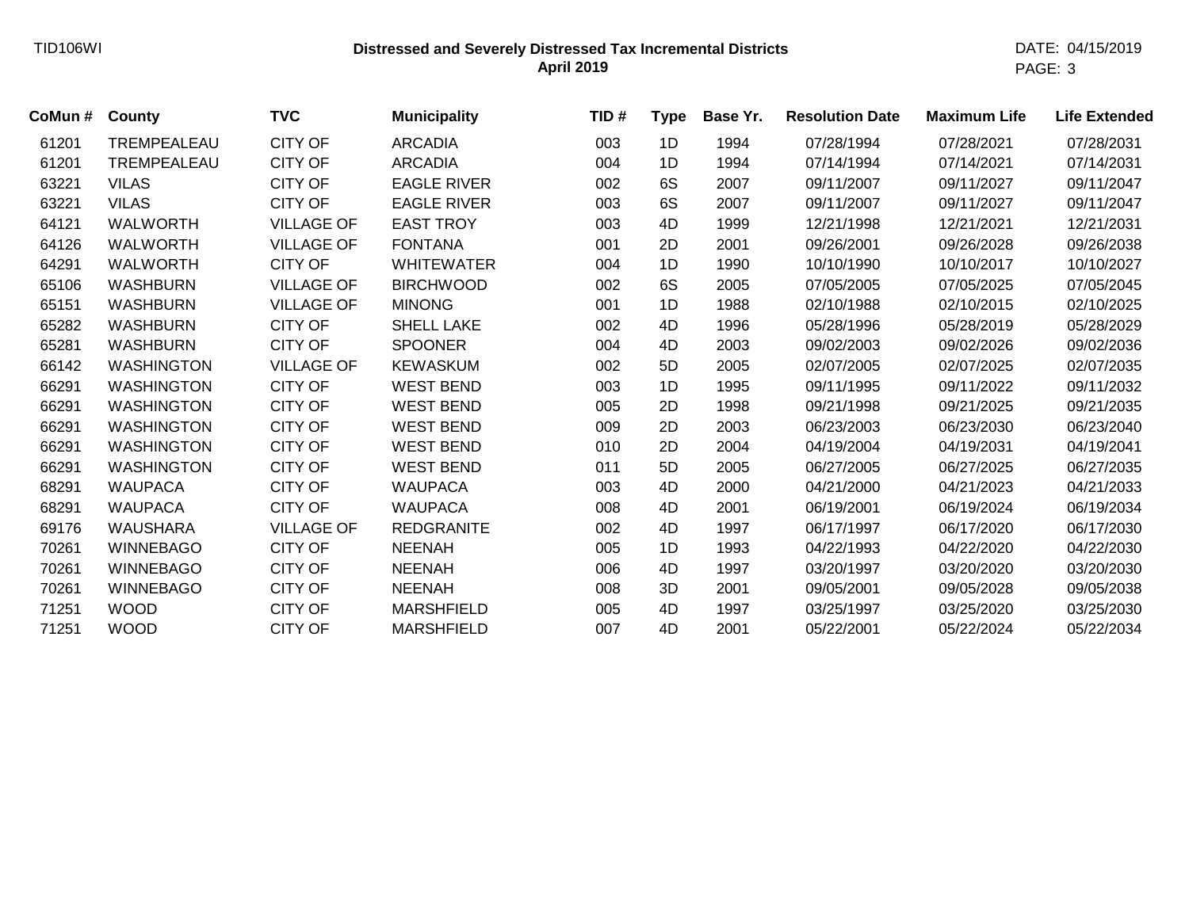| CoMun # | County | TVC | Municipality | TID # | Type | Base Yr. | Resolution Date | Maximum Life | Life Extended |
|---|---|---|---|---|---|---|---|---|---|
| 61201 | TREMPEALEAU | CITY OF | ARCADIA | 003 | 1D | 1994 | 07/28/1994 | 07/28/2021 | 07/28/2031 |
| 61201 | TREMPEALEAU | CITY OF | ARCADIA | 004 | 1D | 1994 | 07/14/1994 | 07/14/2021 | 07/14/2031 |
| 63221 | VILAS | CITY OF | EAGLE RIVER | 002 | 6S | 2007 | 09/11/2007 | 09/11/2027 | 09/11/2047 |
| 63221 | VILAS | CITY OF | EAGLE RIVER | 003 | 6S | 2007 | 09/11/2007 | 09/11/2027 | 09/11/2047 |
| 64121 | WALWORTH | VILLAGE OF | EAST TROY | 003 | 4D | 1999 | 12/21/1998 | 12/21/2021 | 12/21/2031 |
| 64126 | WALWORTH | VILLAGE OF | FONTANA | 001 | 2D | 2001 | 09/26/2001 | 09/26/2028 | 09/26/2038 |
| 64291 | WALWORTH | CITY OF | WHITEWATER | 004 | 1D | 1990 | 10/10/1990 | 10/10/2017 | 10/10/2027 |
| 65106 | WASHBURN | VILLAGE OF | BIRCHWOOD | 002 | 6S | 2005 | 07/05/2005 | 07/05/2025 | 07/05/2045 |
| 65151 | WASHBURN | VILLAGE OF | MINONG | 001 | 1D | 1988 | 02/10/1988 | 02/10/2015 | 02/10/2025 |
| 65282 | WASHBURN | CITY OF | SHELL LAKE | 002 | 4D | 1996 | 05/28/1996 | 05/28/2019 | 05/28/2029 |
| 65281 | WASHBURN | CITY OF | SPOONER | 004 | 4D | 2003 | 09/02/2003 | 09/02/2026 | 09/02/2036 |
| 66142 | WASHINGTON | VILLAGE OF | KEWASKUM | 002 | 5D | 2005 | 02/07/2005 | 02/07/2025 | 02/07/2035 |
| 66291 | WASHINGTON | CITY OF | WEST BEND | 003 | 1D | 1995 | 09/11/1995 | 09/11/2022 | 09/11/2032 |
| 66291 | WASHINGTON | CITY OF | WEST BEND | 005 | 2D | 1998 | 09/21/1998 | 09/21/2025 | 09/21/2035 |
| 66291 | WASHINGTON | CITY OF | WEST BEND | 009 | 2D | 2003 | 06/23/2003 | 06/23/2030 | 06/23/2040 |
| 66291 | WASHINGTON | CITY OF | WEST BEND | 010 | 2D | 2004 | 04/19/2004 | 04/19/2031 | 04/19/2041 |
| 66291 | WASHINGTON | CITY OF | WEST BEND | 011 | 5D | 2005 | 06/27/2005 | 06/27/2025 | 06/27/2035 |
| 68291 | WAUPACA | CITY OF | WAUPACA | 003 | 4D | 2000 | 04/21/2000 | 04/21/2023 | 04/21/2033 |
| 68291 | WAUPACA | CITY OF | WAUPACA | 008 | 4D | 2001 | 06/19/2001 | 06/19/2024 | 06/19/2034 |
| 69176 | WAUSHARA | VILLAGE OF | REDGRANITE | 002 | 4D | 1997 | 06/17/1997 | 06/17/2020 | 06/17/2030 |
| 70261 | WINNEBAGO | CITY OF | NEENAH | 005 | 1D | 1993 | 04/22/1993 | 04/22/2020 | 04/22/2030 |
| 70261 | WINNEBAGO | CITY OF | NEENAH | 006 | 4D | 1997 | 03/20/1997 | 03/20/2020 | 03/20/2030 |
| 70261 | WINNEBAGO | CITY OF | NEENAH | 008 | 3D | 2001 | 09/05/2001 | 09/05/2028 | 09/05/2038 |
| 71251 | WOOD | CITY OF | MARSHFIELD | 005 | 4D | 1997 | 03/25/1997 | 03/25/2020 | 03/25/2030 |
| 71251 | WOOD | CITY OF | MARSHFIELD | 007 | 4D | 2001 | 05/22/2001 | 05/22/2024 | 05/22/2034 |